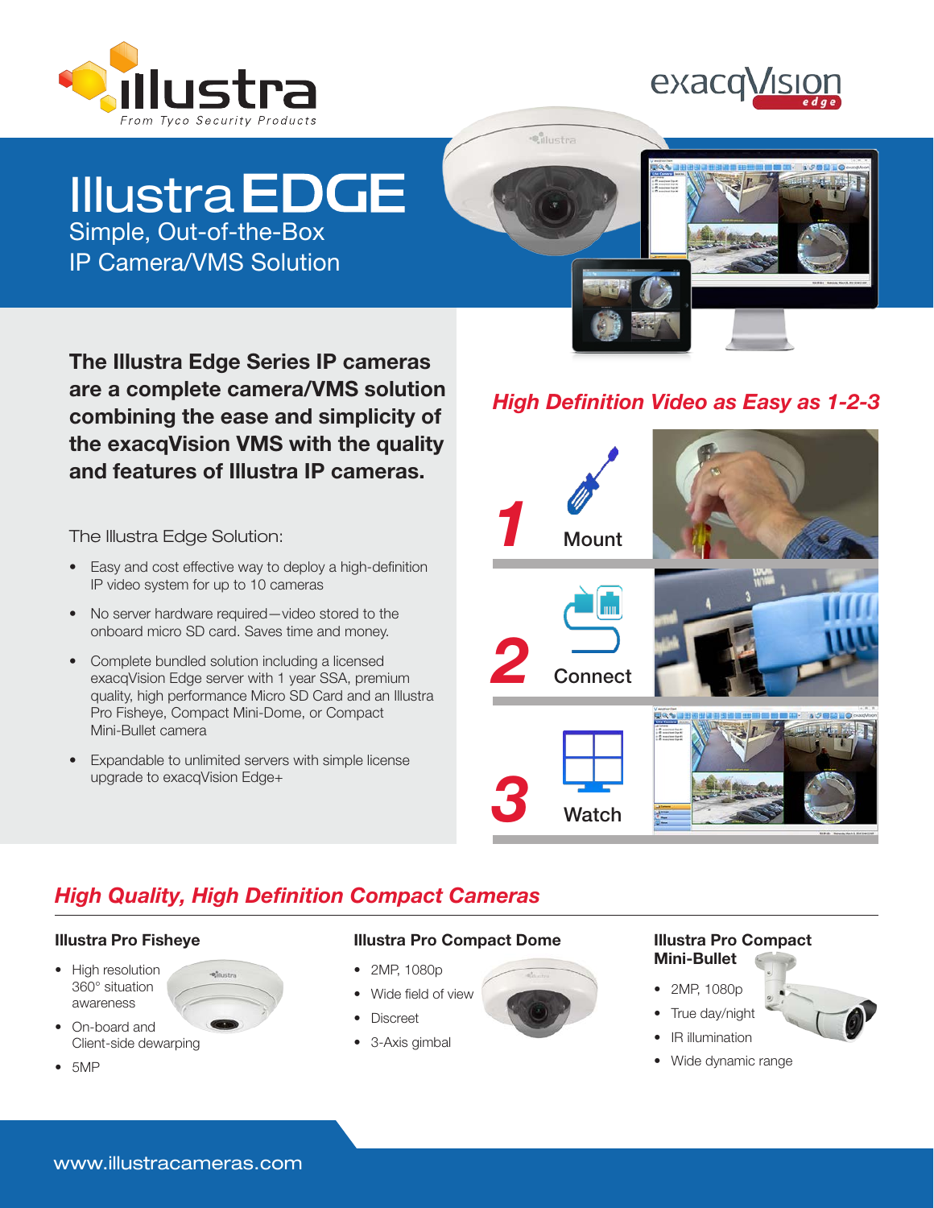illustra

From Tyco Security Products

exacqVision edge

# Illustra EDGE

Simple, Out-of-the-Box
IP Camera/VMS Solution

**The Illustra Edge Series IP cameras are a complete camera/VMS solution combining the ease and simplicity of the exacqVision VMS with the quality and features of Illustra IP cameras.**

The Illustra Edge Solution:

- Easy and cost effective way to deploy a high-definition IP video system for up to 10 cameras
- No server hardware required—video stored to the onboard micro SD card. Saves time and money.
- Complete bundled solution including a licensed exacqVision Edge server with 1 year SSA, premium quality, high performance Micro SD Card and an Illustra Pro Fisheye, Compact Mini-Dome, or Compact Mini-Bullet camera
- Expandable to unlimited servers with simple license upgrade to exacqVision Edge+

## *High Definition Video as Easy as 1-2-3*

1. Mount
2. Connect
3. Watch

## *High Quality, High Definition Compact Cameras*

### Illustra Pro Fisheye

- High resolution 360° situation awareness
- On-board and Client-side dewarping
- 5MP

### Illustra Pro Compact Dome

- 2MP, 1080p
- Wide field of view
- Discreet
- 3-Axis gimbal

### Illustra Pro Compact Mini-Bullet

- 2MP, 1080p
- True day/night
- IR illumination
- Wide dynamic range

www.illustracameras.com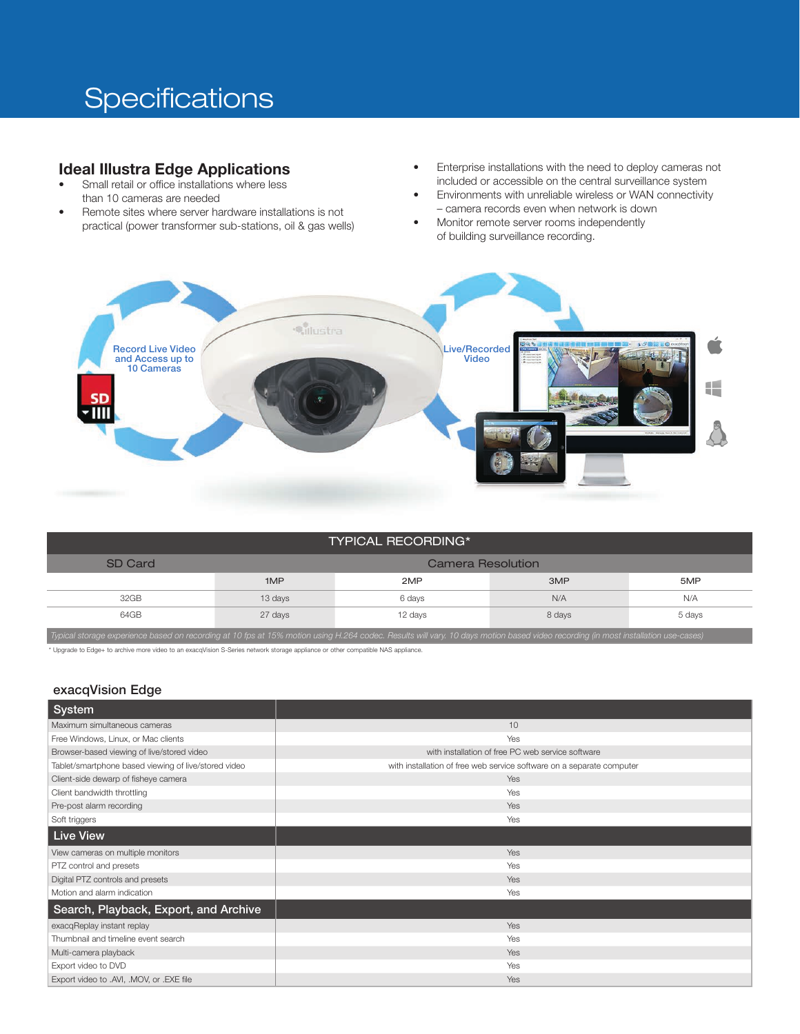# Specifications

## Ideal Illustra Edge Applications

- Small retail or office installations where less than 10 cameras are needed
- Remote sites where server hardware installations is not practical (power transformer sub-stations, oil & gas wells)
- Enterprise installations with the need to deploy cameras not included or accessible on the central surveillance system
- Environments with unreliable wireless or WAN connectivity – camera records even when network is down
- Monitor remote server rooms independently of building surveillance recording.

Record Live Video and Access up to 10 Cameras

Live/Recorded Video

| TYPICAL RECORDING* | | | | |
|---|---|---|---|---|
| SD Card | Camera Resolution | | | |
| | 1MP | 2MP | 3MP | 5MP |
| 32GB | 13 days | 6 days | N/A | N/A |
| 64GB | 27 days | 12 days | 8 days | 5 days |

*Typical storage experience based on recording at 10 fps at 15% motion using H.264 codec. Results will vary. 10 days motion based video recording (in most installation use-cases)*

* Upgrade to Edge+ to archive more video to an exacqVision S-Series network storage appliance or other compatible NAS appliance.

## exacqVision Edge

| System | |
|---|---|
| Maximum simultaneous cameras | 10 |
| Free Windows, Linux, or Mac clients | Yes |
| Browser-based viewing of live/stored video | with installation of free PC web service software |
| Tablet/smartphone based viewing of live/stored video | with installation of free web service software on a separate computer |
| Client-side dewarp of fisheye camera | Yes |
| Client bandwidth throttling | Yes |
| Pre-post alarm recording | Yes |
| Soft triggers | Yes |
| **Live View** | |
| View cameras on multiple monitors | Yes |
| PTZ control and presets | Yes |
| Digital PTZ controls and presets | Yes |
| Motion and alarm indication | Yes |
| **Search, Playback, Export, and Archive** | |
| exacqReplay instant replay | Yes |
| Thumbnail and timeline event search | Yes |
| Multi-camera playback | Yes |
| Export video to DVD | Yes |
| Export video to .AVI, .MOV, or .EXE file | Yes |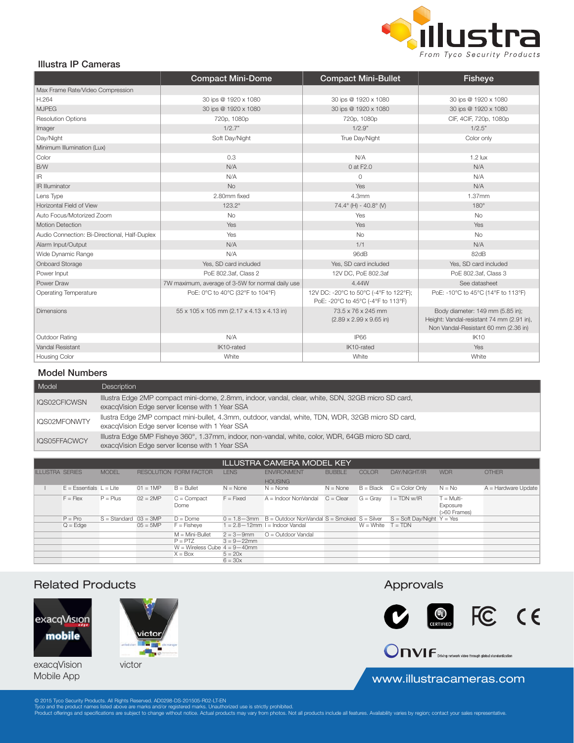## Illustra IP Cameras

| | Compact Mini-Dome | Compact Mini-Bullet | Fisheye |
|---|---|---|---|
| Max Frame Rate/Video Compression | | | |
| H.264 | 30 ips @ 1920 x 1080 | 30 ips @ 1920 x 1080 | 30 ips @ 1920 x 1080 |
| MJPEG | 30 ips @ 1920 x 1080 | 30 ips @ 1920 x 1080 | 30 ips @ 1920 x 1080 |
| Resolution Options | 720p, 1080p | 720p, 1080p | CIF, 4CIF, 720p, 1080p |
| Imager | 1/2.7" | 1/2.9" | 1/2.5" |
| Day/Night | Soft Day/Night | True Day/Night | Color only |
| Minimum Illumination (Lux) | | | |
| Color | 0.3 | N/A | 1.2 lux |
| B/W | N/A | 0 at F2.0 | N/A |
| IR | N/A | 0 | N/A |
| IR Illuminator | No | Yes | N/A |
| Lens Type | 2.80mm fixed | 4.3mm | 1.37mm |
| Horizontal Field of View | 123.2° | 74.4° (H) - 40.8° (V) | 180° |
| Auto Focus/Motorized Zoom | No | Yes | No |
| Motion Detection | Yes | Yes | Yes |
| Audio Connection: Bi-Directional, Half-Duplex | Yes | No | No |
| Alarm Input/Output | N/A | 1/1 | N/A |
| Wide Dynamic Range | N/A | 96dB | 82dB |
| Onboard Storage | Yes, SD card included | Yes, SD card included | Yes, SD card included |
| Power Input | PoE 802.3af, Class 2 | 12V DC, PoE 802.3af | PoE 802.3af, Class 3 |
| Power Draw | 7W maximum, average of 3-5W for normal daily use | 4.44W | See datasheet |
| Operating Temperature | PoE: 0°C to 40°C (32°F to 104°F) | 12V DC: -20°C to 50°C (-4°F to 122°F); PoE: -20°C to 45°C (-4°F to 113°F) | PoE: -10°C to 45°C (14°F to 113°F) |
| Dimensions | 55 x 105 x 105 mm (2.17 x 4.13 x 4.13 in) | 73.5 x 76 x 245 mm (2.89 x 2.99 x 9.65 in) | Body diameter: 149 mm (5.85 in); Height: Vandal-resistant 74 mm (2.91 in), Non Vandal-Resistant 60 mm (2.36 in) |
| Outdoor Rating | N/A | IP66 | IK10 |
| Vandal Resistant | IK10-rated | IK10-rated | Yes |
| Housing Color | White | White | White |

## Model Numbers

| Model | Description |
|---|---|
| IQS02CFICWSN | Illustra Edge 2MP compact mini-dome, 2.8mm, indoor, vandal, clear, white, SDN, 32GB micro SD card, exacqVision Edge server license with 1 Year SSA |
| IQS02MFONWTY | llustra Edge 2MP compact mini-bullet, 4.3mm, outdoor, vandal, white, TDN, WDR, 32GB micro SD card, exacqVision Edge server license with 1 Year SSA |
| IQS05FFACWCY | Illustra Edge 5MP Fisheye 360°, 1.37mm, indoor, non-vandal, white, color, WDR, 64GB micro SD card, exacqVision Edge server license with 1 Year SSA |

## ILLUSTRA CAMERA MODEL KEY

| ILLUSTRA | SERIES | MODEL | RESOLUTION | FORM FACTOR | LENS | ENVIRONMENT HOUSING | BUBBLE | COLOR | DAY/NIGHT/IR | WDR | OTHER |
|---|---|---|---|---|---|---|---|---|---|---|---|
| I | E = Essentials | L = Lite | 01 = 1MP | B = Bullet | N = None | N = None | N = None | B = Black | C = Color Only | N = No | A = Hardware Update |
| | F = Flex | P = Plus | 02 = 2MP | C = Compact Dome | F = Fixed | A = Indoor NonVandal | C = Clear | G = Gray | I = TDN w/IR | T = Multi-Exposure (>60 Frames) | |
| | P = Pro | S = Standard | 03 = 3MP | D = Dome | 0 = 1.8—3mm | B = Outdoor NonVandal | S = Smoked | S = Silver | S = Soft Day/Night | Y = Yes | |
| | Q = Edge | | 05 = 5MP | F = Fisheye | 1 = 2.8—12mm | I = Indoor Vandal | | W = White | T = TDN | | |
| | | | | M = Mini-Bullet | 2 = 3—9mm | O = Outdoor Vandal | | | | | |
| | | | | P = PTZ | 3 = 9—22mm | | | | | | |
| | | | | W = Wireless Cube | 4 = 9—40mm | | | | | | |
| | | | | X = Box | 5 = 20x | | | | | | |
| | | | | | 6 = 30x | | | | | | |

## Related Products

exacqVision Mobile App

victor

## Approvals

www.illustracameras.com

© 2015 Tyco Security Products. All Rights Reserved. AD0298-DS-201505-R02-LT-EN
Tyco and the product names listed above are marks and/or registered marks. Unauthorized use is strictly prohibited.
Product offerings and specifications are subject to change without notice. Actual products may vary from photos. Not all products include all features. Availability varies by region; contact your sales representative.